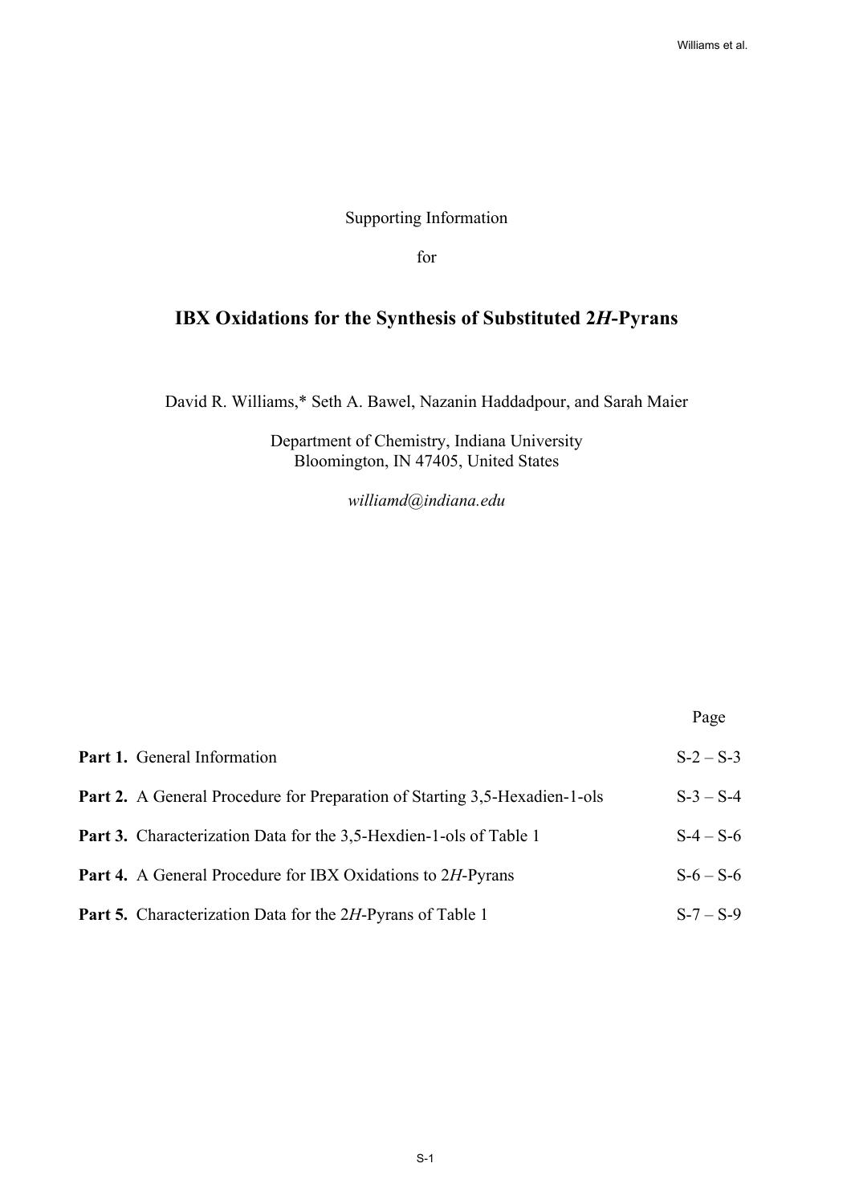Supporting Information

for

# IBX Oxidations for the Synthesis of Substituted 2*H*-Pyrans

David R. Williams,* Seth A. Bawel, Nazanin Haddadpour, and Sarah Maier

Department of Chemistry, Indiana University
Bloomington, IN 47405, United States

*williamd@indiana.edu*

| | Page |
|---|---|
| **Part 1.** General Information | S-2 – S-3 |
| **Part 2.** A General Procedure for Preparation of Starting 3,5-Hexadien-1-ols | S-3 – S-4 |
| **Part 3.** Characterization Data for the 3,5-Hexdien-1-ols of Table 1 | S-4 – S-6 |
| **Part 4.** A General Procedure for IBX Oxidations to 2*H*-Pyrans | S-6 – S-6 |
| **Part 5.** Characterization Data for the 2*H*-Pyrans of Table 1 | S-7 – S-9 |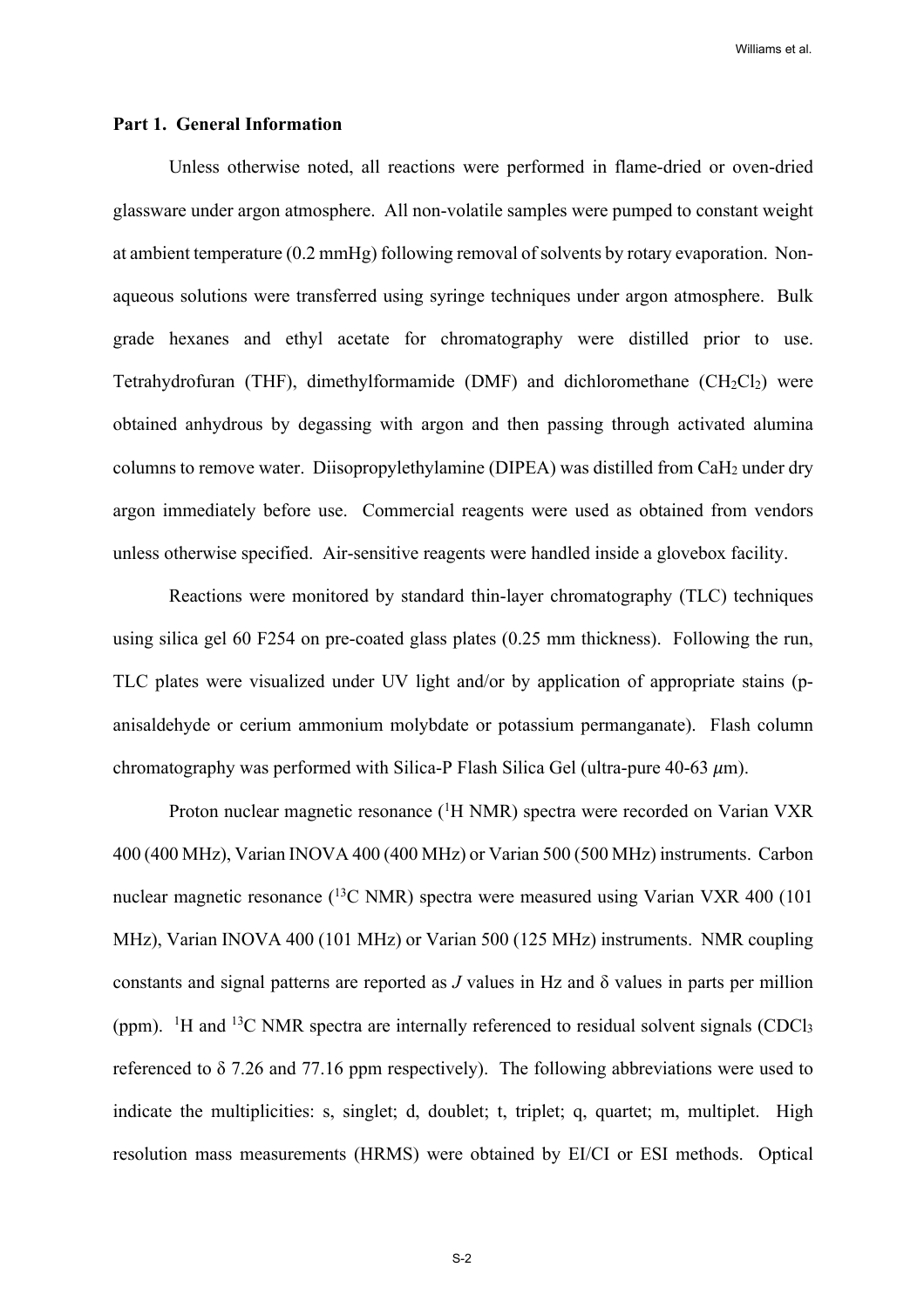**Part 1. General Information**

Unless otherwise noted, all reactions were performed in flame-dried or oven-dried glassware under argon atmosphere. All non-volatile samples were pumped to constant weight at ambient temperature (0.2 mmHg) following removal of solvents by rotary evaporation. Non-aqueous solutions were transferred using syringe techniques under argon atmosphere. Bulk grade hexanes and ethyl acetate for chromatography were distilled prior to use. Tetrahydrofuran (THF), dimethylformamide (DMF) and dichloromethane ($CH_2Cl_2$) were obtained anhydrous by degassing with argon and then passing through activated alumina columns to remove water. Diisopropylethylamine (DIPEA) was distilled from $CaH_2$ under dry argon immediately before use. Commercial reagents were used as obtained from vendors unless otherwise specified. Air-sensitive reagents were handled inside a glovebox facility.

Reactions were monitored by standard thin-layer chromatography (TLC) techniques using silica gel 60 F254 on pre-coated glass plates (0.25 mm thickness). Following the run, TLC plates were visualized under UV light and/or by application of appropriate stains (p-anisaldehyde or cerium ammonium molybdate or potassium permanganate). Flash column chromatography was performed with Silica-P Flash Silica Gel (ultra-pure 40-63 $\mu$m).

Proton nuclear magnetic resonance ($^1$H NMR) spectra were recorded on Varian VXR 400 (400 MHz), Varian INOVA 400 (400 MHz) or Varian 500 (500 MHz) instruments. Carbon nuclear magnetic resonance ($^{13}$C NMR) spectra were measured using Varian VXR 400 (101 MHz), Varian INOVA 400 (101 MHz) or Varian 500 (125 MHz) instruments. NMR coupling constants and signal patterns are reported as $J$ values in Hz and δ values in parts per million (ppm). $^1$H and $^{13}$C NMR spectra are internally referenced to residual solvent signals ($CDCl_3$ referenced to δ 7.26 and 77.16 ppm respectively). The following abbreviations were used to indicate the multiplicities: s, singlet; d, doublet; t, triplet; q, quartet; m, multiplet. High resolution mass measurements (HRMS) were obtained by EI/CI or ESI methods. Optical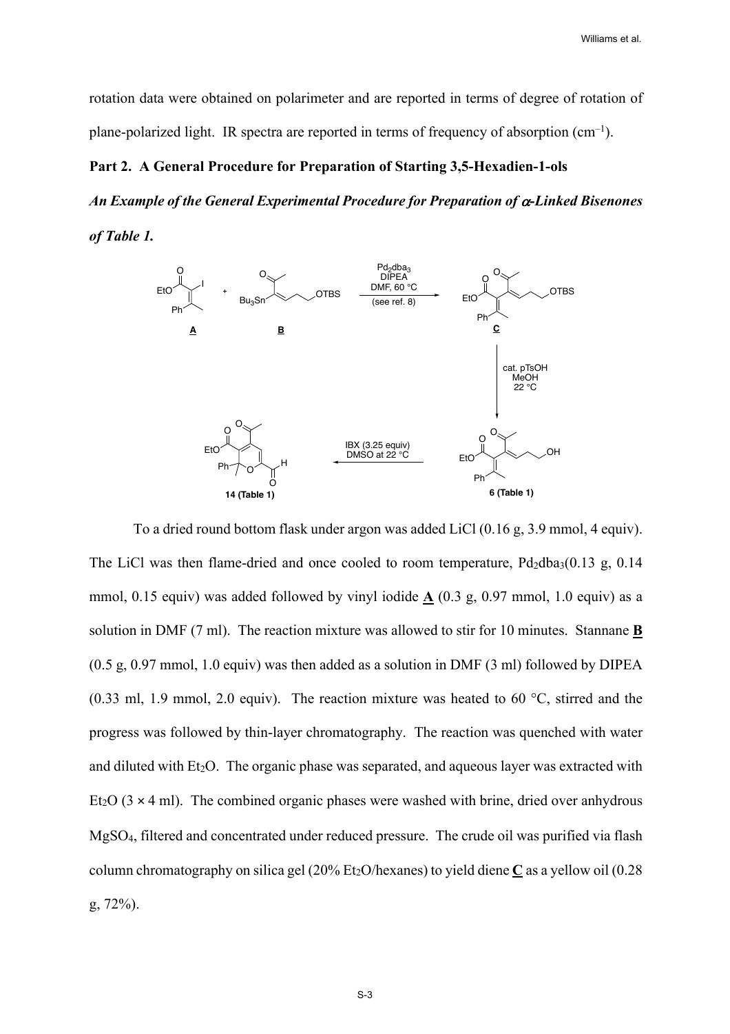rotation data were obtained on polarimeter and are reported in terms of degree of rotation of plane-polarized light. IR spectra are reported in terms of frequency of absorption ($cm^{-1}$).

**Part 2. A General Procedure for Preparation of Starting 3,5-Hexadien-1-ols**

***An Example of the General Experimental Procedure for Preparation of α-Linked Bisenones of Table 1.***

To a dried round bottom flask under argon was added LiCl (0.16 g, 3.9 mmol, 4 equiv). The LiCl was then flame-dried and once cooled to room temperature, $Pd_2dba_3$(0.13 g, 0.14 mmol, 0.15 equiv) was added followed by vinyl iodide **A** (0.3 g, 0.97 mmol, 1.0 equiv) as a solution in DMF (7 ml). The reaction mixture was allowed to stir for 10 minutes. Stannane **B** (0.5 g, 0.97 mmol, 1.0 equiv) was then added as a solution in DMF (3 ml) followed by DIPEA (0.33 ml, 1.9 mmol, 2.0 equiv). The reaction mixture was heated to 60 °C, stirred and the progress was followed by thin-layer chromatography. The reaction was quenched with water and diluted with $Et_2O$. The organic phase was separated, and aqueous layer was extracted with $Et_2O$ (3 × 4 ml). The combined organic phases were washed with brine, dried over anhydrous $MgSO_4$, filtered and concentrated under reduced pressure. The crude oil was purified via flash column chromatography on silica gel (20% $Et_2O$/hexanes) to yield diene **C** as a yellow oil (0.28 g, 72%).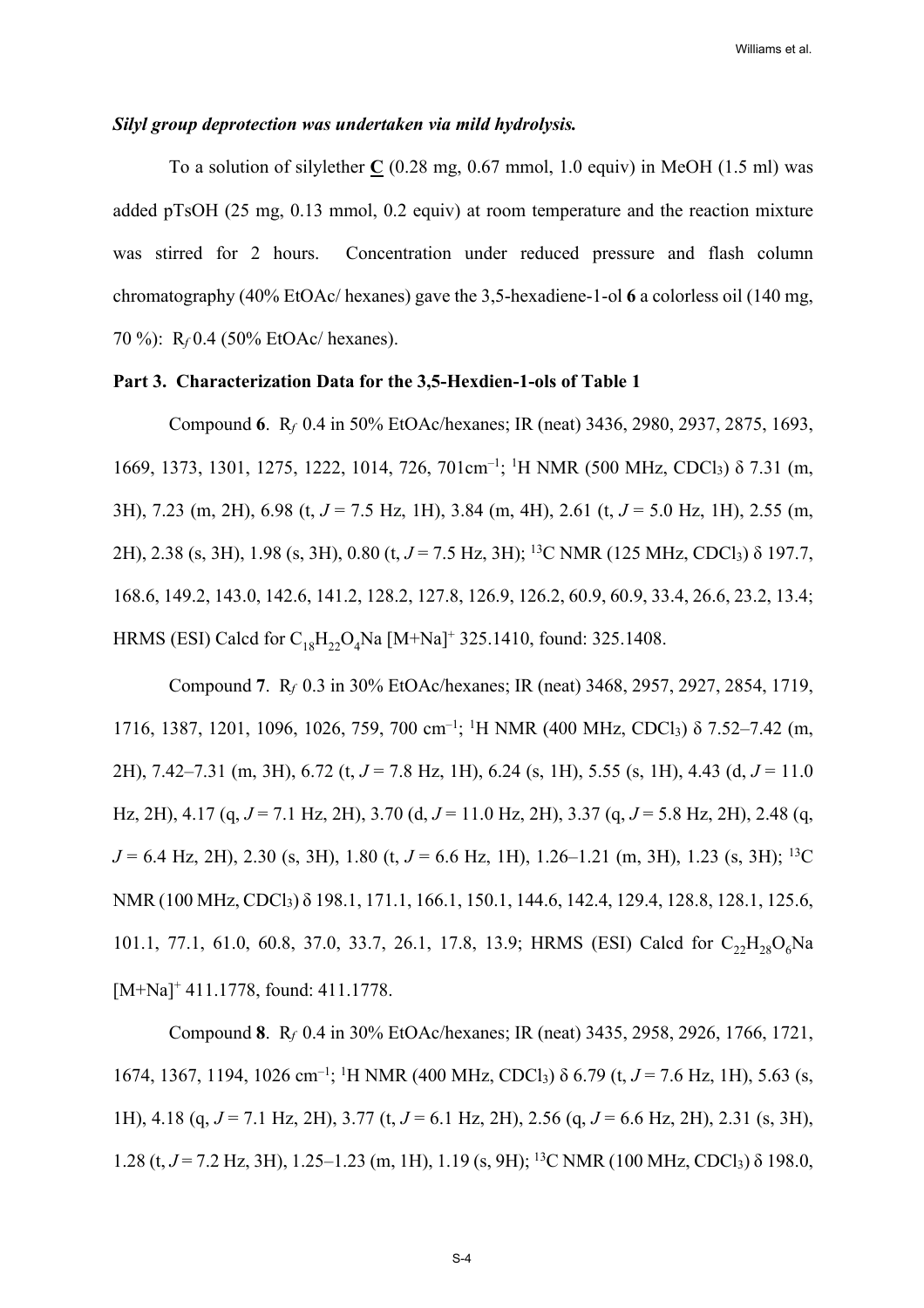***Silyl group deprotection was undertaken via mild hydrolysis.***

To a solution of silylether **C** (0.28 mg, 0.67 mmol, 1.0 equiv) in MeOH (1.5 ml) was added pTsOH (25 mg, 0.13 mmol, 0.2 equiv) at room temperature and the reaction mixture was stirred for 2 hours. Concentration under reduced pressure and flash column chromatography (40% EtOAc/ hexanes) gave the 3,5-hexadiene-1-ol **6** a colorless oil (140 mg, 70 %): $R_f$ 0.4 (50% EtOAc/ hexanes).

**Part 3. Characterization Data for the 3,5-Hexdien-1-ols of Table 1**

Compound **6**. $R_f$ 0.4 in 50% EtOAc/hexanes; IR (neat) 3436, 2980, 2937, 2875, 1693, 1669, 1373, 1301, 1275, 1222, 1014, 726, 701cm$^{-1}$; $^{1}$H NMR (500 MHz, $CDCl_3$) δ 7.31 (m, 3H), 7.23 (m, 2H), 6.98 (t, $J$ = 7.5 Hz, 1H), 3.84 (m, 4H), 2.61 (t, $J$ = 5.0 Hz, 1H), 2.55 (m, 2H), 2.38 (s, 3H), 1.98 (s, 3H), 0.80 (t, $J$ = 7.5 Hz, 3H); $^{13}$C NMR (125 MHz, $CDCl_3$) δ 197.7, 168.6, 149.2, 143.0, 142.6, 141.2, 128.2, 127.8, 126.9, 126.2, 60.9, 60.9, 33.4, 26.6, 23.2, 13.4; HRMS (ESI) Calcd for $C_{18}H_{22}O_4Na$ $[M+Na]^+$ 325.1410, found: 325.1408.

Compound **7**. $R_f$ 0.3 in 30% EtOAc/hexanes; IR (neat) 3468, 2957, 2927, 2854, 1719, 1716, 1387, 1201, 1096, 1026, 759, 700 cm$^{-1}$; $^{1}$H NMR (400 MHz, $CDCl_3$) δ 7.52–7.42 (m, 2H), 7.42–7.31 (m, 3H), 6.72 (t, $J$ = 7.8 Hz, 1H), 6.24 (s, 1H), 5.55 (s, 1H), 4.43 (d, $J$ = 11.0 Hz, 2H), 4.17 (q, $J$ = 7.1 Hz, 2H), 3.70 (d, $J$ = 11.0 Hz, 2H), 3.37 (q, $J$ = 5.8 Hz, 2H), 2.48 (q, $J$ = 6.4 Hz, 2H), 2.30 (s, 3H), 1.80 (t, $J$ = 6.6 Hz, 1H), 1.26–1.21 (m, 3H), 1.23 (s, 3H); $^{13}$C NMR (100 MHz, $CDCl_3$) δ 198.1, 171.1, 166.1, 150.1, 144.6, 142.4, 129.4, 128.8, 128.1, 125.6, 101.1, 77.1, 61.0, 60.8, 37.0, 33.7, 26.1, 17.8, 13.9; HRMS (ESI) Calcd for $C_{22}H_{28}O_6Na$ $[M+Na]^+$ 411.1778, found: 411.1778.

Compound **8**. $R_f$ 0.4 in 30% EtOAc/hexanes; IR (neat) 3435, 2958, 2926, 1766, 1721, 1674, 1367, 1194, 1026 cm$^{-1}$; $^{1}$H NMR (400 MHz, $CDCl_3$) δ 6.79 (t, $J$ = 7.6 Hz, 1H), 5.63 (s, 1H), 4.18 (q, $J$ = 7.1 Hz, 2H), 3.77 (t, $J$ = 6.1 Hz, 2H), 2.56 (q, $J$ = 6.6 Hz, 2H), 2.31 (s, 3H), 1.28 (t, $J$ = 7.2 Hz, 3H), 1.25–1.23 (m, 1H), 1.19 (s, 9H); $^{13}$C NMR (100 MHz, $CDCl_3$) δ 198.0,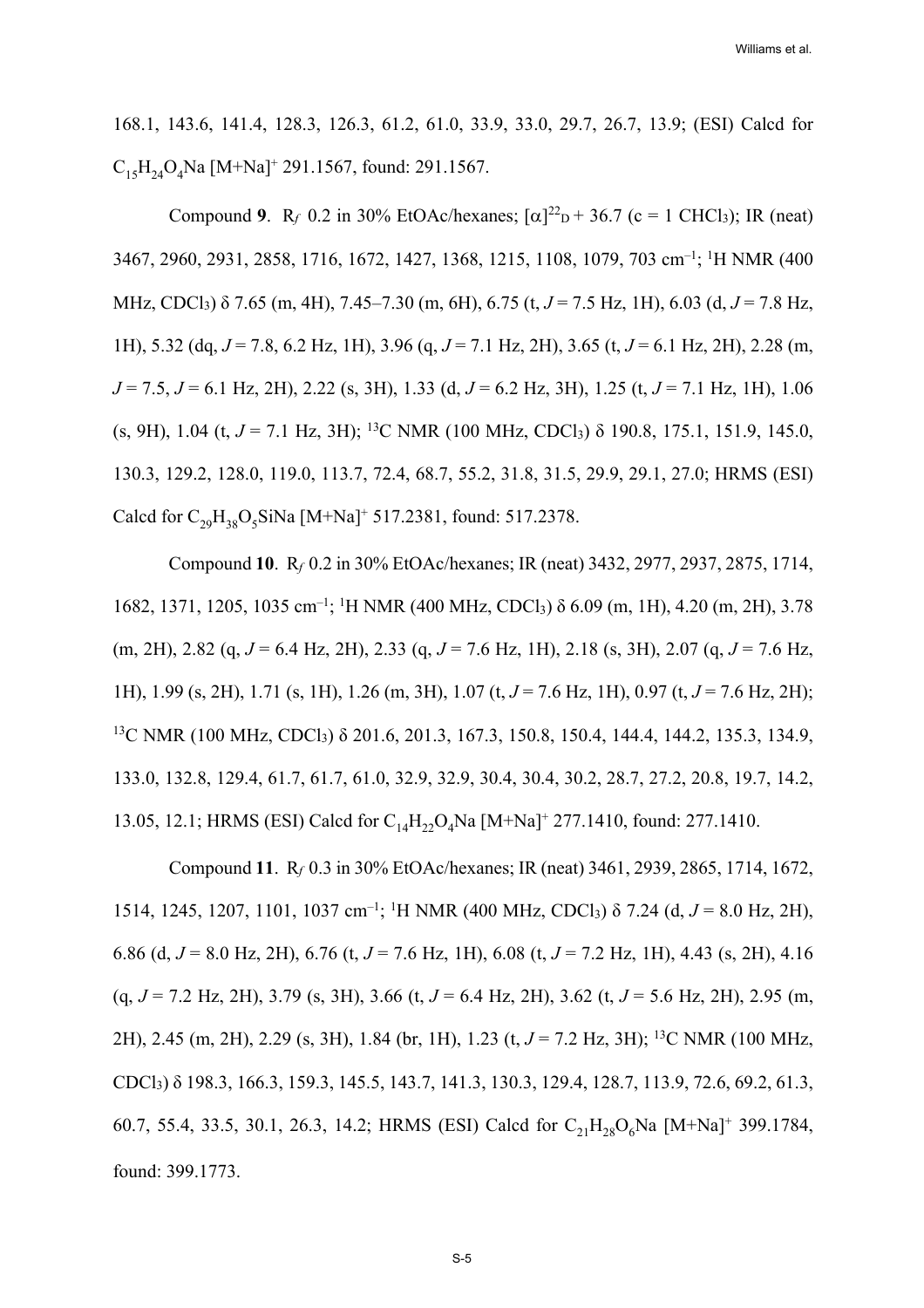168.1, 143.6, 141.4, 128.3, 126.3, 61.2, 61.0, 33.9, 33.0, 29.7, 26.7, 13.9; (ESI) Calcd for $C_{15}H_{24}O_4Na$ [M+Na]$^+$ 291.1567, found: 291.1567.

Compound **9**. R$_f$ 0.2 in 30% EtOAc/hexanes; $[\alpha]^{22}{}_D$ + 36.7 (c = 1 CHCl$_3$); IR (neat) 3467, 2960, 2931, 2858, 1716, 1672, 1427, 1368, 1215, 1108, 1079, 703 cm$^{-1}$; $^1$H NMR (400 MHz, CDCl$_3$) δ 7.65 (m, 4H), 7.45–7.30 (m, 6H), 6.75 (t, *J* = 7.5 Hz, 1H), 6.03 (d, *J* = 7.8 Hz, 1H), 5.32 (dq, *J* = 7.8, 6.2 Hz, 1H), 3.96 (q, *J* = 7.1 Hz, 2H), 3.65 (t, *J* = 6.1 Hz, 2H), 2.28 (m, *J* = 7.5, *J* = 6.1 Hz, 2H), 2.22 (s, 3H), 1.33 (d, *J* = 6.2 Hz, 3H), 1.25 (t, *J* = 7.1 Hz, 1H), 1.06 (s, 9H), 1.04 (t, *J* = 7.1 Hz, 3H); $^{13}$C NMR (100 MHz, CDCl$_3$) δ 190.8, 175.1, 151.9, 145.0, 130.3, 129.2, 128.0, 119.0, 113.7, 72.4, 68.7, 55.2, 31.8, 31.5, 29.9, 29.1, 27.0; HRMS (ESI) Calcd for $C_{29}H_{38}O_5SiNa$ [M+Na]$^+$ 517.2381, found: 517.2378.

Compound **10**. R$_f$ 0.2 in 30% EtOAc/hexanes; IR (neat) 3432, 2977, 2937, 2875, 1714, 1682, 1371, 1205, 1035 cm$^{-1}$; $^1$H NMR (400 MHz, CDCl$_3$) δ 6.09 (m, 1H), 4.20 (m, 2H), 3.78 (m, 2H), 2.82 (q, *J* = 6.4 Hz, 2H), 2.33 (q, *J* = 7.6 Hz, 1H), 2.18 (s, 3H), 2.07 (q, *J* = 7.6 Hz, 1H), 1.99 (s, 2H), 1.71 (s, 1H), 1.26 (m, 3H), 1.07 (t, *J* = 7.6 Hz, 1H), 0.97 (t, *J* = 7.6 Hz, 2H); $^{13}$C NMR (100 MHz, CDCl$_3$) δ 201.6, 201.3, 167.3, 150.8, 150.4, 144.4, 144.2, 135.3, 134.9, 133.0, 132.8, 129.4, 61.7, 61.7, 61.0, 32.9, 32.9, 30.4, 30.4, 30.2, 28.7, 27.2, 20.8, 19.7, 14.2, 13.05, 12.1; HRMS (ESI) Calcd for $C_{14}H_{22}O_4Na$ [M+Na]$^+$ 277.1410, found: 277.1410.

Compound **11**. R$_f$ 0.3 in 30% EtOAc/hexanes; IR (neat) 3461, 2939, 2865, 1714, 1672, 1514, 1245, 1207, 1101, 1037 cm$^{-1}$; $^1$H NMR (400 MHz, CDCl$_3$) δ 7.24 (d, *J* = 8.0 Hz, 2H), 6.86 (d, *J* = 8.0 Hz, 2H), 6.76 (t, *J* = 7.6 Hz, 1H), 6.08 (t, *J* = 7.2 Hz, 1H), 4.43 (s, 2H), 4.16 (q, *J* = 7.2 Hz, 2H), 3.79 (s, 3H), 3.66 (t, *J* = 6.4 Hz, 2H), 3.62 (t, *J* = 5.6 Hz, 2H), 2.95 (m, 2H), 2.45 (m, 2H), 2.29 (s, 3H), 1.84 (br, 1H), 1.23 (t, *J* = 7.2 Hz, 3H); $^{13}$C NMR (100 MHz, CDCl$_3$) δ 198.3, 166.3, 159.3, 145.5, 143.7, 141.3, 130.3, 129.4, 128.7, 113.9, 72.6, 69.2, 61.3, 60.7, 55.4, 33.5, 30.1, 26.3, 14.2; HRMS (ESI) Calcd for $C_{21}H_{28}O_6Na$ [M+Na]$^+$ 399.1784, found: 399.1773.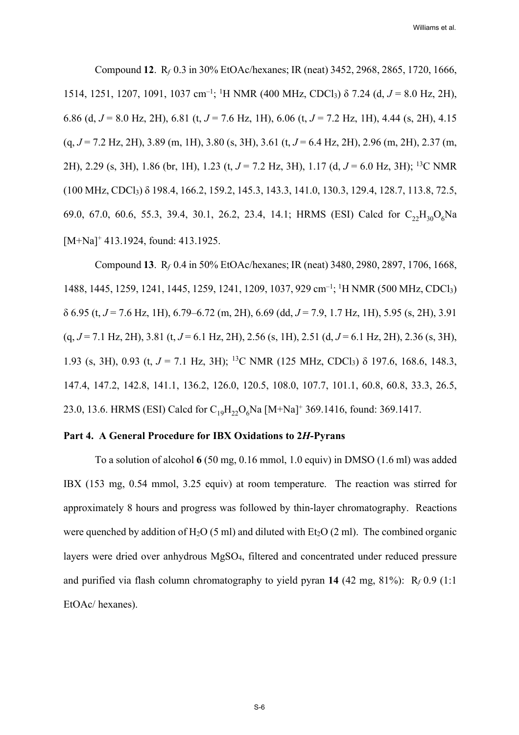Compound **12**. R$_f$ 0.3 in 30% EtOAc/hexanes; IR (neat) 3452, 2968, 2865, 1720, 1666, 1514, 1251, 1207, 1091, 1037 cm$^{-1}$; $^1$H NMR (400 MHz, CDCl$_3$) δ 7.24 (d, *J* = 8.0 Hz, 2H), 6.86 (d, *J* = 8.0 Hz, 2H), 6.81 (t, *J* = 7.6 Hz, 1H), 6.06 (t, *J* = 7.2 Hz, 1H), 4.44 (s, 2H), 4.15 (q, *J* = 7.2 Hz, 2H), 3.89 (m, 1H), 3.80 (s, 3H), 3.61 (t, *J* = 6.4 Hz, 2H), 2.96 (m, 2H), 2.37 (m, 2H), 2.29 (s, 3H), 1.86 (br, 1H), 1.23 (t, *J* = 7.2 Hz, 3H), 1.17 (d, *J* = 6.0 Hz, 3H); $^{13}$C NMR (100 MHz, CDCl$_3$) δ 198.4, 166.2, 159.2, 145.3, 143.3, 141.0, 130.3, 129.4, 128.7, 113.8, 72.5, 69.0, 67.0, 60.6, 55.3, 39.4, 30.1, 26.2, 23.4, 14.1; HRMS (ESI) Calcd for $C_{22}H_{30}O_6Na$ [M+Na]$^+$ 413.1924, found: 413.1925.

Compound **13**. R$_f$ 0.4 in 50% EtOAc/hexanes; IR (neat) 3480, 2980, 2897, 1706, 1668, 1488, 1445, 1259, 1241, 1445, 1259, 1241, 1209, 1037, 929 cm$^{-1}$; $^1$H NMR (500 MHz, CDCl$_3$) δ 6.95 (t, *J* = 7.6 Hz, 1H), 6.79–6.72 (m, 2H), 6.69 (dd, *J* = 7.9, 1.7 Hz, 1H), 5.95 (s, 2H), 3.91 (q, *J* = 7.1 Hz, 2H), 3.81 (t, *J* = 6.1 Hz, 2H), 2.56 (s, 1H), 2.51 (d, *J* = 6.1 Hz, 2H), 2.36 (s, 3H), 1.93 (s, 3H), 0.93 (t, *J* = 7.1 Hz, 3H); $^{13}$C NMR (125 MHz, CDCl$_3$) δ 197.6, 168.6, 148.3, 147.4, 147.2, 142.8, 141.1, 136.2, 126.0, 120.5, 108.0, 107.7, 101.1, 60.8, 60.8, 33.3, 26.5, 23.0, 13.6. HRMS (ESI) Calcd for $C_{19}H_{22}O_6Na$ [M+Na]$^+$ 369.1416, found: 369.1417.

**Part 4. A General Procedure for IBX Oxidations to 2*H*-Pyrans**

To a solution of alcohol **6** (50 mg, 0.16 mmol, 1.0 equiv) in DMSO (1.6 ml) was added IBX (153 mg, 0.54 mmol, 3.25 equiv) at room temperature. The reaction was stirred for approximately 8 hours and progress was followed by thin-layer chromatography. Reactions were quenched by addition of $H_2O$ (5 ml) and diluted with $Et_2O$ (2 ml). The combined organic layers were dried over anhydrous $MgSO_4$, filtered and concentrated under reduced pressure and purified via flash column chromatography to yield pyran **14** (42 mg, 81%): R$_f$ 0.9 (1:1 EtOAc/ hexanes).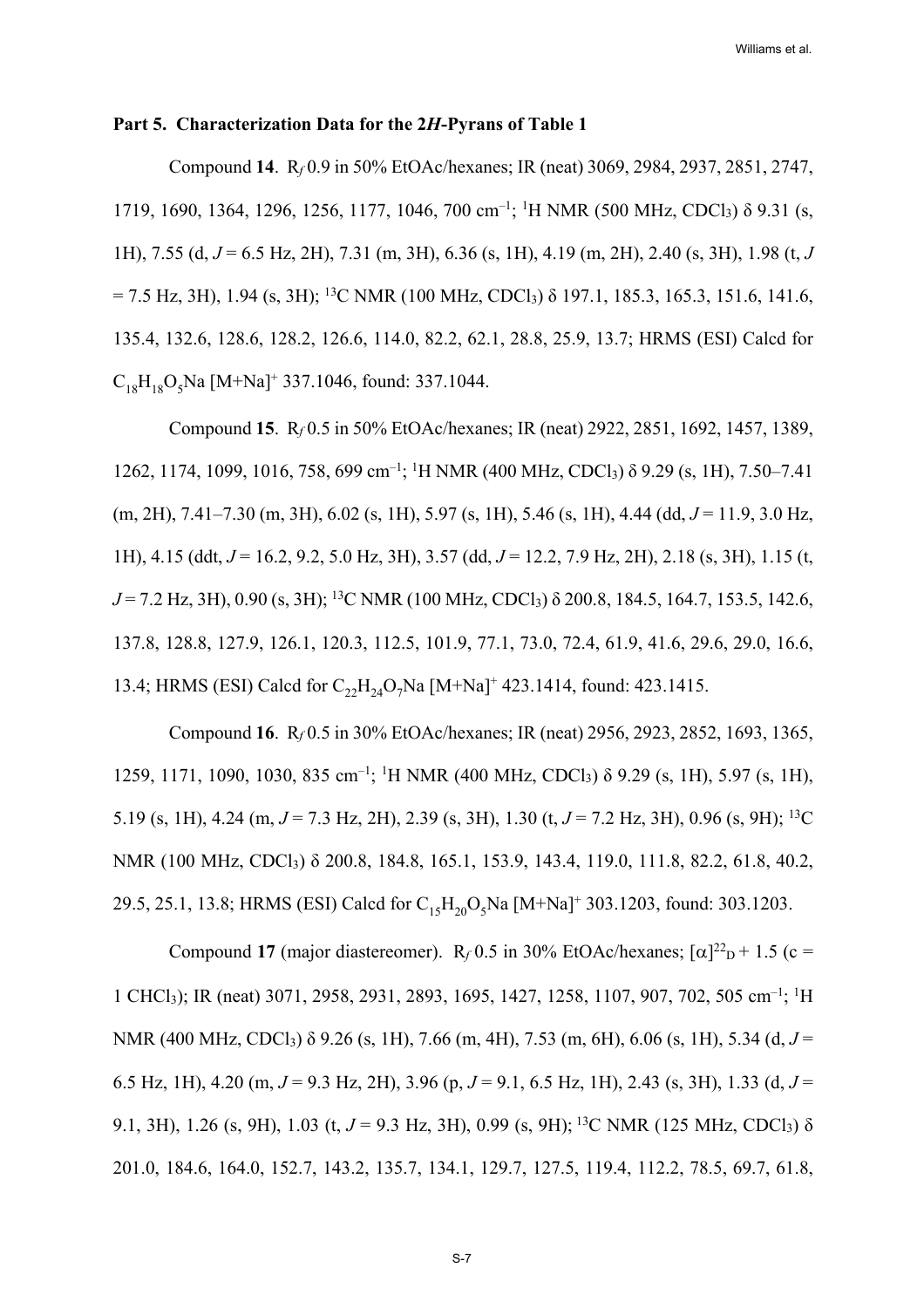**Part 5. Characterization Data for the 2*H*-Pyrans of Table 1**

Compound **14**. R$_f$ 0.9 in 50% EtOAc/hexanes; IR (neat) 3069, 2984, 2937, 2851, 2747, 1719, 1690, 1364, 1296, 1256, 1177, 1046, 700 cm$^{-1}$; $^1$H NMR (500 MHz, CDCl$_3$) δ 9.31 (s, 1H), 7.55 (d, $J$ = 6.5 Hz, 2H), 7.31 (m, 3H), 6.36 (s, 1H), 4.19 (m, 2H), 2.40 (s, 3H), 1.98 (t, $J$ = 7.5 Hz, 3H), 1.94 (s, 3H); $^{13}$C NMR (100 MHz, CDCl$_3$) δ 197.1, 185.3, 165.3, 151.6, 141.6, 135.4, 132.6, 128.6, 128.2, 126.6, 114.0, 82.2, 62.1, 28.8, 25.9, 13.7; HRMS (ESI) Calcd for $C_{18}H_{18}O_5Na$ [M+Na]$^+$ 337.1046, found: 337.1044.

Compound **15**. R$_f$ 0.5 in 50% EtOAc/hexanes; IR (neat) 2922, 2851, 1692, 1457, 1389, 1262, 1174, 1099, 1016, 758, 699 cm$^{-1}$; $^1$H NMR (400 MHz, CDCl$_3$) δ 9.29 (s, 1H), 7.50–7.41 (m, 2H), 7.41–7.30 (m, 3H), 6.02 (s, 1H), 5.97 (s, 1H), 5.46 (s, 1H), 4.44 (dd, $J$ = 11.9, 3.0 Hz, 1H), 4.15 (ddt, $J$ = 16.2, 9.2, 5.0 Hz, 3H), 3.57 (dd, $J$ = 12.2, 7.9 Hz, 2H), 2.18 (s, 3H), 1.15 (t, $J$ = 7.2 Hz, 3H), 0.90 (s, 3H); $^{13}$C NMR (100 MHz, CDCl$_3$) δ 200.8, 184.5, 164.7, 153.5, 142.6, 137.8, 128.8, 127.9, 126.1, 120.3, 112.5, 101.9, 77.1, 73.0, 72.4, 61.9, 41.6, 29.6, 29.0, 16.6, 13.4; HRMS (ESI) Calcd for $C_{22}H_{24}O_7Na$ [M+Na]$^+$ 423.1414, found: 423.1415.

Compound **16**. R$_f$ 0.5 in 30% EtOAc/hexanes; IR (neat) 2956, 2923, 2852, 1693, 1365, 1259, 1171, 1090, 1030, 835 cm$^{-1}$; $^1$H NMR (400 MHz, CDCl$_3$) δ 9.29 (s, 1H), 5.97 (s, 1H), 5.19 (s, 1H), 4.24 (m, $J$ = 7.3 Hz, 2H), 2.39 (s, 3H), 1.30 (t, $J$ = 7.2 Hz, 3H), 0.96 (s, 9H); $^{13}$C NMR (100 MHz, CDCl$_3$) δ 200.8, 184.8, 165.1, 153.9, 143.4, 119.0, 111.8, 82.2, 61.8, 40.2, 29.5, 25.1, 13.8; HRMS (ESI) Calcd for $C_{15}H_{20}O_5Na$ [M+Na]$^+$ 303.1203, found: 303.1203.

Compound **17** (major diastereomer). R$_f$ 0.5 in 30% EtOAc/hexanes; $[\alpha]^{22}_D$ + 1.5 (c = 1 CHCl$_3$); IR (neat) 3071, 2958, 2931, 2893, 1695, 1427, 1258, 1107, 907, 702, 505 cm$^{-1}$; $^1$H NMR (400 MHz, CDCl$_3$) δ 9.26 (s, 1H), 7.66 (m, 4H), 7.53 (m, 6H), 6.06 (s, 1H), 5.34 (d, $J$ = 6.5 Hz, 1H), 4.20 (m, $J$ = 9.3 Hz, 2H), 3.96 (p, $J$ = 9.1, 6.5 Hz, 1H), 2.43 (s, 3H), 1.33 (d, $J$ = 9.1, 3H), 1.26 (s, 9H), 1.03 (t, $J$ = 9.3 Hz, 3H), 0.99 (s, 9H); $^{13}$C NMR (125 MHz, CDCl$_3$) δ 201.0, 184.6, 164.0, 152.7, 143.2, 135.7, 134.1, 129.7, 127.5, 119.4, 112.2, 78.5, 69.7, 61.8,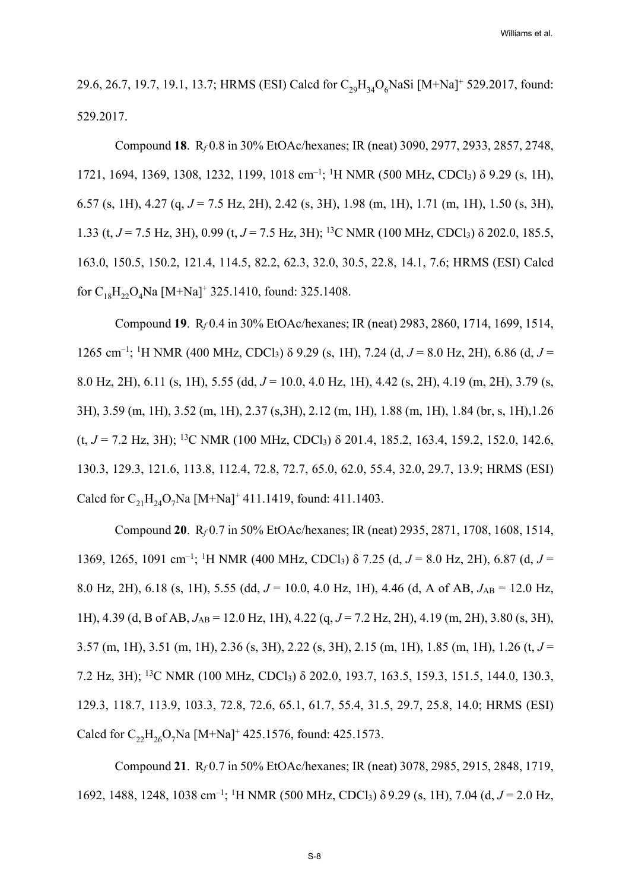29.6, 26.7, 19.7, 19.1, 13.7; HRMS (ESI) Calcd for $C_{29}H_{34}O_6NaSi$ $[M+Na]^+$ 529.2017, found: 529.2017.

Compound **18**. $R_f$ 0.8 in 30% EtOAc/hexanes; IR (neat) 3090, 2977, 2933, 2857, 2748, 1721, 1694, 1369, 1308, 1232, 1199, 1018 $cm^{-1}$; $^1H$ NMR (500 MHz, $CDCl_3$) δ 9.29 (s, 1H), 6.57 (s, 1H), 4.27 (q, $J$ = 7.5 Hz, 2H), 2.42 (s, 3H), 1.98 (m, 1H), 1.71 (m, 1H), 1.50 (s, 3H), 1.33 (t, $J$ = 7.5 Hz, 3H), 0.99 (t, $J$ = 7.5 Hz, 3H); $^{13}C$ NMR (100 MHz, $CDCl_3$) δ 202.0, 185.5, 163.0, 150.5, 150.2, 121.4, 114.5, 82.2, 62.3, 32.0, 30.5, 22.8, 14.1, 7.6; HRMS (ESI) Calcd for $C_{18}H_{22}O_4Na$ $[M+Na]^+$ 325.1410, found: 325.1408.

Compound **19**. $R_f$ 0.4 in 30% EtOAc/hexanes; IR (neat) 2983, 2860, 1714, 1699, 1514, 1265 $cm^{-1}$; $^1H$ NMR (400 MHz, $CDCl_3$) δ 9.29 (s, 1H), 7.24 (d, $J$ = 8.0 Hz, 2H), 6.86 (d, $J$ = 8.0 Hz, 2H), 6.11 (s, 1H), 5.55 (dd, $J$ = 10.0, 4.0 Hz, 1H), 4.42 (s, 2H), 4.19 (m, 2H), 3.79 (s, 3H), 3.59 (m, 1H), 3.52 (m, 1H), 2.37 (s,3H), 2.12 (m, 1H), 1.88 (m, 1H), 1.84 (br, s, 1H),1.26 (t, $J$ = 7.2 Hz, 3H); $^{13}C$ NMR (100 MHz, $CDCl_3$) δ 201.4, 185.2, 163.4, 159.2, 152.0, 142.6, 130.3, 129.3, 121.6, 113.8, 112.4, 72.8, 72.7, 65.0, 62.0, 55.4, 32.0, 29.7, 13.9; HRMS (ESI) Calcd for $C_{21}H_{24}O_7Na$ $[M+Na]^+$ 411.1419, found: 411.1403.

Compound **20**. $R_f$ 0.7 in 50% EtOAc/hexanes; IR (neat) 2935, 2871, 1708, 1608, 1514, 1369, 1265, 1091 $cm^{-1}$; $^1H$ NMR (400 MHz, $CDCl_3$) δ 7.25 (d, $J$ = 8.0 Hz, 2H), 6.87 (d, $J$ = 8.0 Hz, 2H), 6.18 (s, 1H), 5.55 (dd, $J$ = 10.0, 4.0 Hz, 1H), 4.46 (d, A of AB, $J_{AB}$ = 12.0 Hz, 1H), 4.39 (d, B of AB, $J_{AB}$ = 12.0 Hz, 1H), 4.22 (q, $J$ = 7.2 Hz, 2H), 4.19 (m, 2H), 3.80 (s, 3H), 3.57 (m, 1H), 3.51 (m, 1H), 2.36 (s, 3H), 2.22 (s, 3H), 2.15 (m, 1H), 1.85 (m, 1H), 1.26 (t, $J$ = 7.2 Hz, 3H); $^{13}C$ NMR (100 MHz, $CDCl_3$) δ 202.0, 193.7, 163.5, 159.3, 151.5, 144.0, 130.3, 129.3, 118.7, 113.9, 103.3, 72.8, 72.6, 65.1, 61.7, 55.4, 31.5, 29.7, 25.8, 14.0; HRMS (ESI) Calcd for $C_{22}H_{26}O_7Na$ $[M+Na]^+$ 425.1576, found: 425.1573.

Compound **21**. $R_f$ 0.7 in 50% EtOAc/hexanes; IR (neat) 3078, 2985, 2915, 2848, 1719, 1692, 1488, 1248, 1038 $cm^{-1}$; $^1H$ NMR (500 MHz, $CDCl_3$) δ 9.29 (s, 1H), 7.04 (d, $J$ = 2.0 Hz,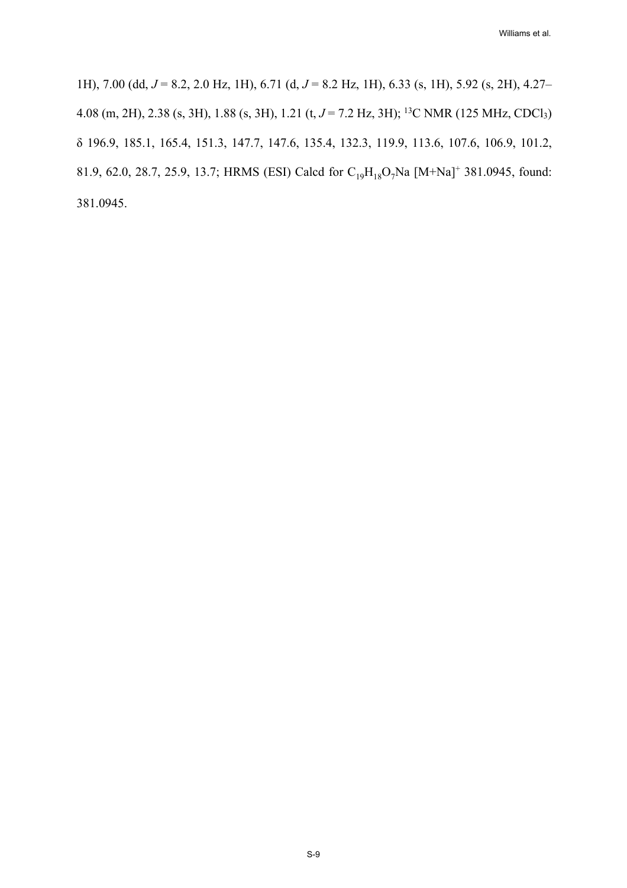1H), 7.00 (dd, *J* = 8.2, 2.0 Hz, 1H), 6.71 (d, *J* = 8.2 Hz, 1H), 6.33 (s, 1H), 5.92 (s, 2H), 4.27–4.08 (m, 2H), 2.38 (s, 3H), 1.88 (s, 3H), 1.21 (t, *J* = 7.2 Hz, 3H); $^{13}$C NMR (125 MHz, $CDCl_3$) δ 196.9, 185.1, 165.4, 151.3, 147.7, 147.6, 135.4, 132.3, 119.9, 113.6, 107.6, 106.9, 101.2, 81.9, 62.0, 28.7, 25.9, 13.7; HRMS (ESI) Calcd for $C_{19}H_{18}O_7Na$ $[M+Na]^+$ 381.0945, found: 381.0945.